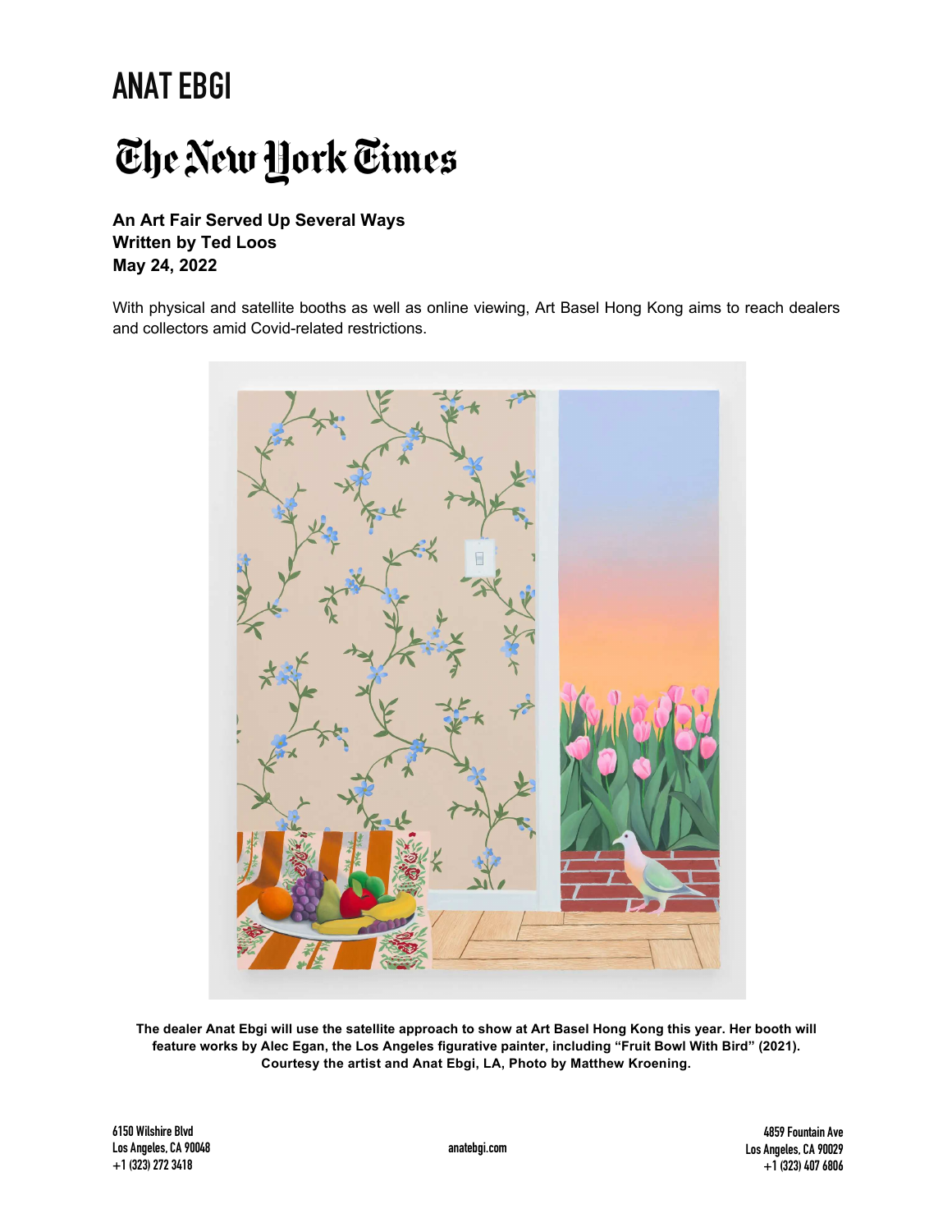# ANAT EBGI

## The New York Times

**An Art Fair Served Up Several Ways**
**Written by Ted Loos**
**May 24, 2022**

With physical and satellite booths as well as online viewing, Art Basel Hong Kong aims to reach dealers and collectors amid Covid-related restrictions.

**The dealer Anat Ebgi will use the satellite approach to show at Art Basel Hong Kong this year. Her booth will feature works by Alec Egan, the Los Angeles figurative painter, including "Fruit Bowl With Bird" (2021). Courtesy the artist and Anat Ebgi, LA, Photo by Matthew Kroening.**

6150 Wilshire Blvd
Los Angeles, CA 90048
+1 (323) 272 3418

anatebgi.com

4859 Fountain Ave
Los Angeles, CA 90029
+1 (323) 407 6806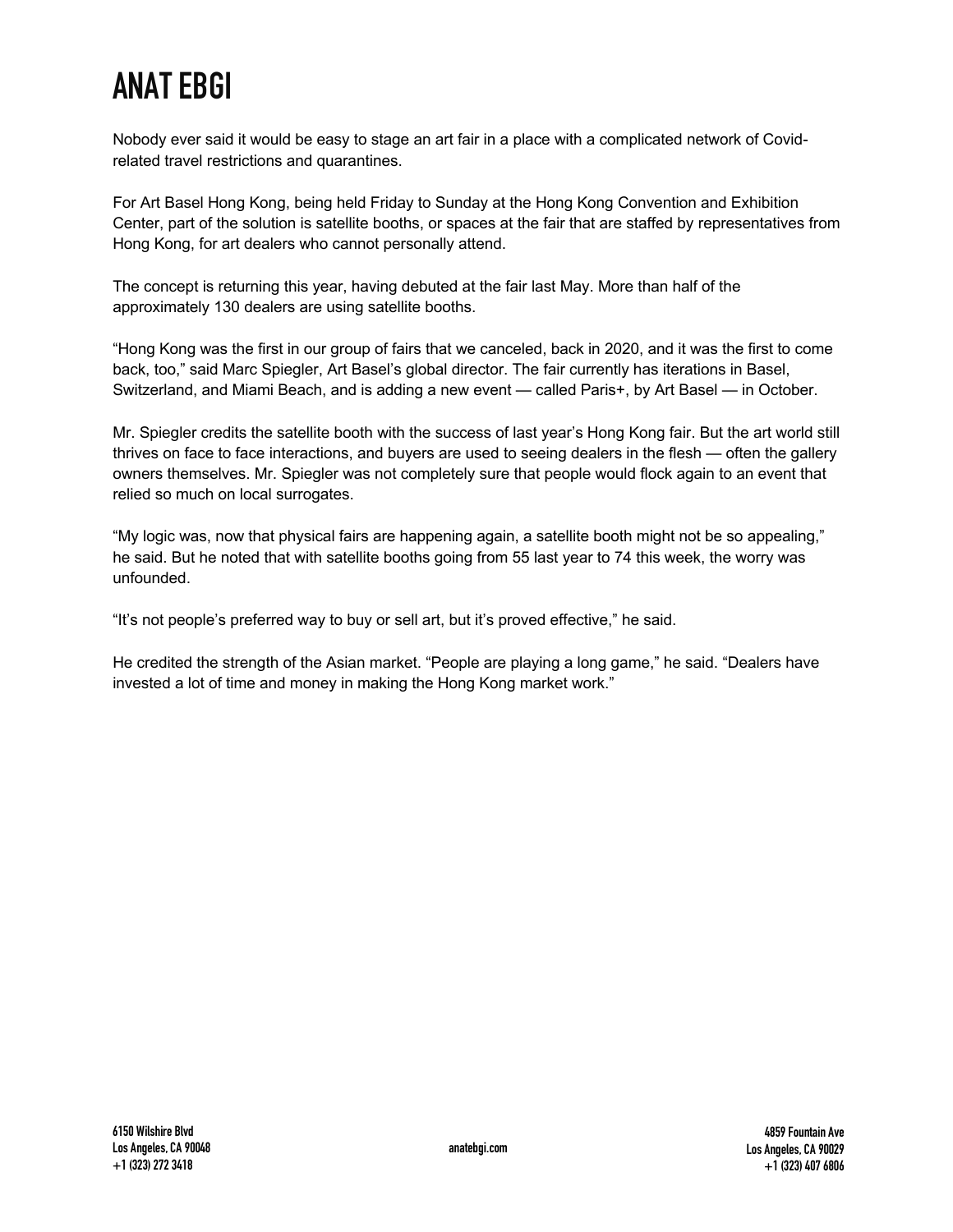Nobody ever said it would be easy to stage an art fair in a place with a complicated network of Covid-related travel restrictions and quarantines.

For Art Basel Hong Kong, being held Friday to Sunday at the Hong Kong Convention and Exhibition Center, part of the solution is satellite booths, or spaces at the fair that are staffed by representatives from Hong Kong, for art dealers who cannot personally attend.

The concept is returning this year, having debuted at the fair last May. More than half of the approximately 130 dealers are using satellite booths.

“Hong Kong was the first in our group of fairs that we canceled, back in 2020, and it was the first to come back, too,” said Marc Spiegler, Art Basel’s global director. The fair currently has iterations in Basel, Switzerland, and Miami Beach, and is adding a new event — called Paris+, by Art Basel — in October.

Mr. Spiegler credits the satellite booth with the success of last year’s Hong Kong fair. But the art world still thrives on face to face interactions, and buyers are used to seeing dealers in the flesh — often the gallery owners themselves. Mr. Spiegler was not completely sure that people would flock again to an event that relied so much on local surrogates.

“My logic was, now that physical fairs are happening again, a satellite booth might not be so appealing,” he said. But he noted that with satellite booths going from 55 last year to 74 this week, the worry was unfounded.

“It’s not people’s preferred way to buy or sell art, but it’s proved effective,” he said.

He credited the strength of the Asian market. “People are playing a long game,” he said. “Dealers have invested a lot of time and money in making the Hong Kong market work.”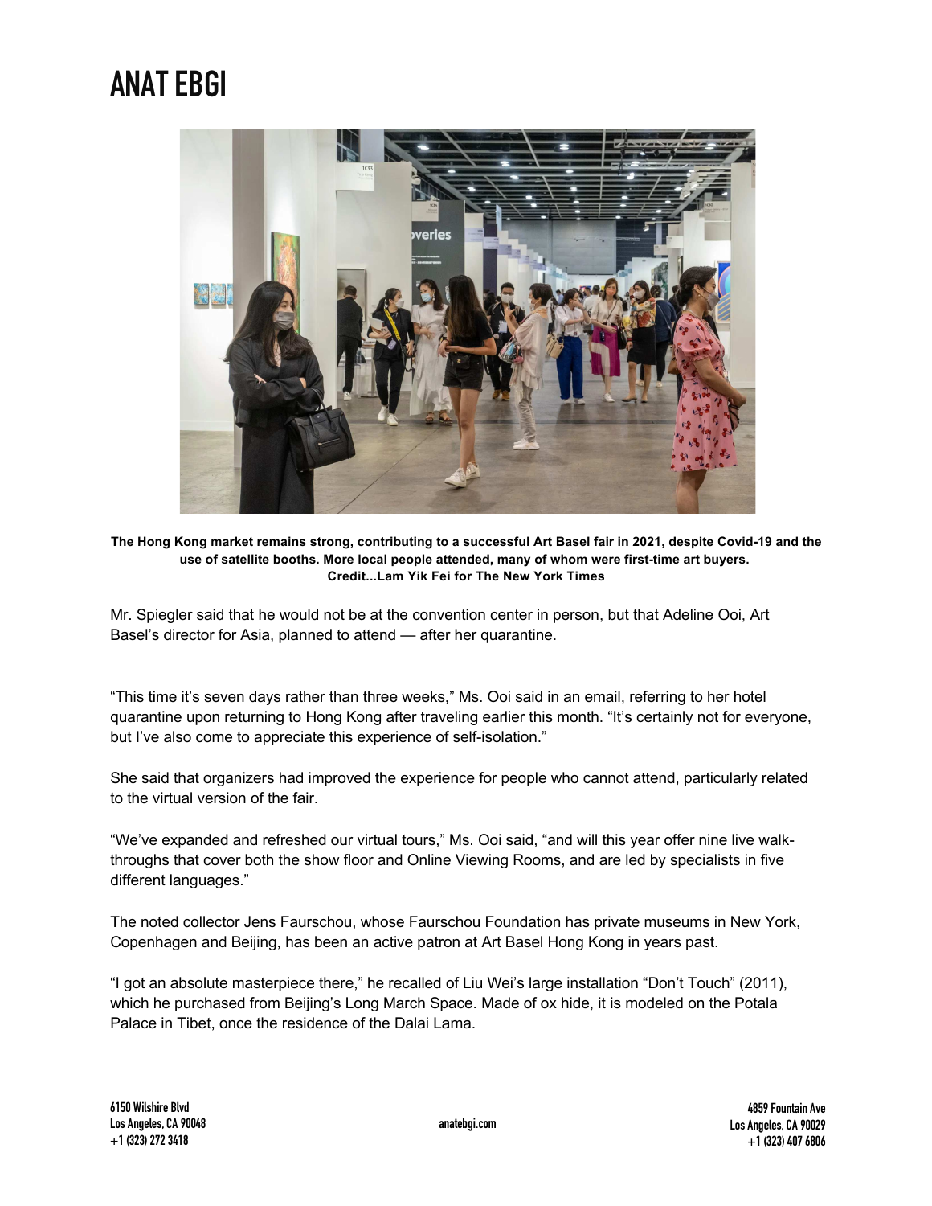**The Hong Kong market remains strong, contributing to a successful Art Basel fair in 2021, despite Covid-19 and the use of satellite booths. More local people attended, many of whom were first-time art buyers. Credit...Lam Yik Fei for The New York Times**

Mr. Spiegler said that he would not be at the convention center in person, but that Adeline Ooi, Art Basel's director for Asia, planned to attend — after her quarantine.

"This time it's seven days rather than three weeks," Ms. Ooi said in an email, referring to her hotel quarantine upon returning to Hong Kong after traveling earlier this month. "It's certainly not for everyone, but I've also come to appreciate this experience of self-isolation."

She said that organizers had improved the experience for people who cannot attend, particularly related to the virtual version of the fair.

"We've expanded and refreshed our virtual tours," Ms. Ooi said, "and will this year offer nine live walk-throughs that cover both the show floor and Online Viewing Rooms, and are led by specialists in five different languages."

The noted collector Jens Faurschou, whose Faurschou Foundation has private museums in New York, Copenhagen and Beijing, has been an active patron at Art Basel Hong Kong in years past.

"I got an absolute masterpiece there," he recalled of Liu Wei's large installation "Don't Touch" (2011), which he purchased from Beijing's Long March Space. Made of ox hide, it is modeled on the Potala Palace in Tibet, once the residence of the Dalai Lama.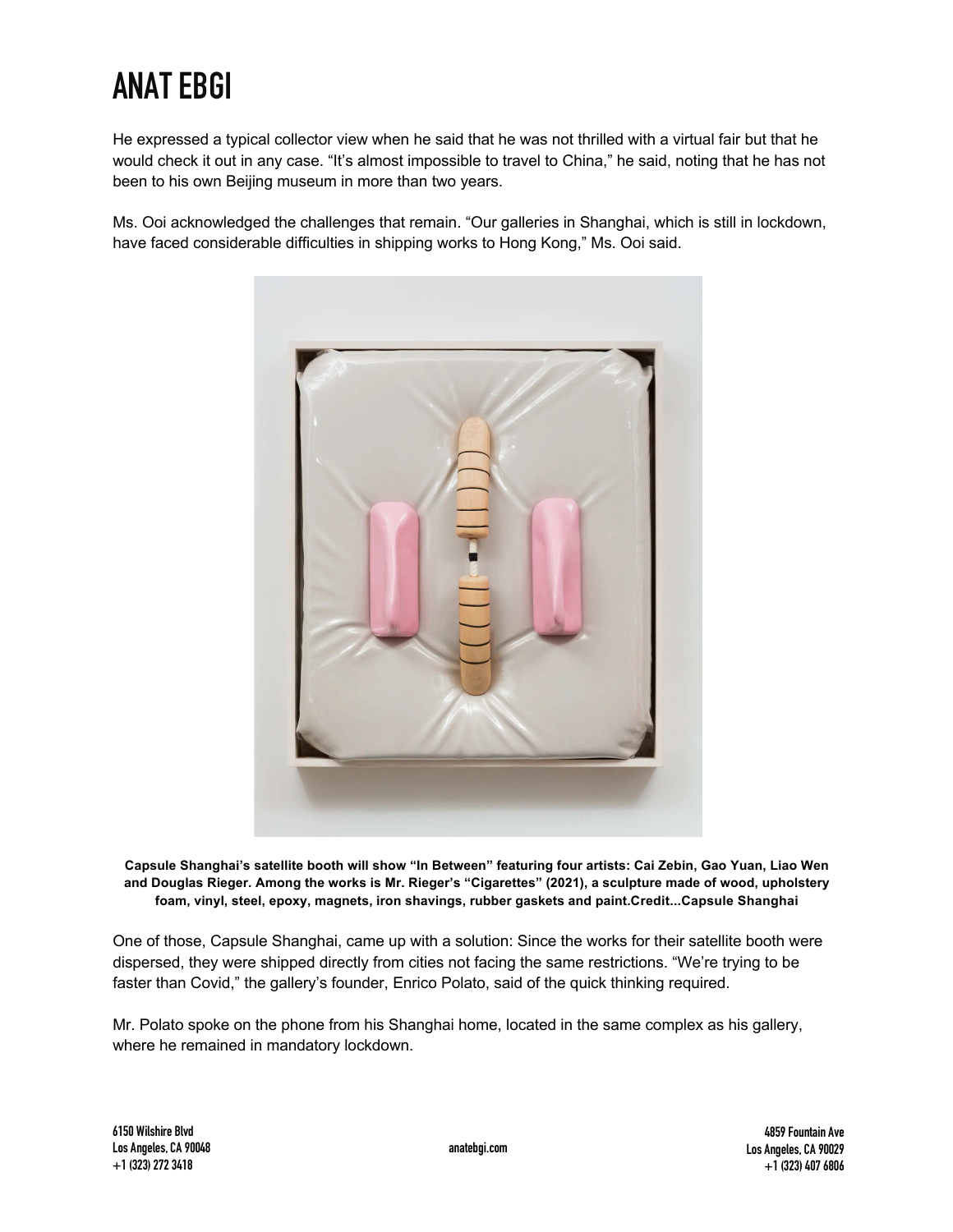He expressed a typical collector view when he said that he was not thrilled with a virtual fair but that he would check it out in any case. “It’s almost impossible to travel to China,” he said, noting that he has not been to his own Beijing museum in more than two years.

Ms. Ooi acknowledged the challenges that remain. “Our galleries in Shanghai, which is still in lockdown, have faced considerable difficulties in shipping works to Hong Kong,” Ms. Ooi said.

**Capsule Shanghai’s satellite booth will show “In Between” featuring four artists: Cai Zebin, Gao Yuan, Liao Wen and Douglas Rieger. Among the works is Mr. Rieger’s “Cigarettes” (2021), a sculpture made of wood, upholstery foam, vinyl, steel, epoxy, magnets, iron shavings, rubber gaskets and paint.Credit...Capsule Shanghai**

One of those, Capsule Shanghai, came up with a solution: Since the works for their satellite booth were dispersed, they were shipped directly from cities not facing the same restrictions. “We’re trying to be faster than Covid,” the gallery’s founder, Enrico Polato, said of the quick thinking required.

Mr. Polato spoke on the phone from his Shanghai home, located in the same complex as his gallery, where he remained in mandatory lockdown.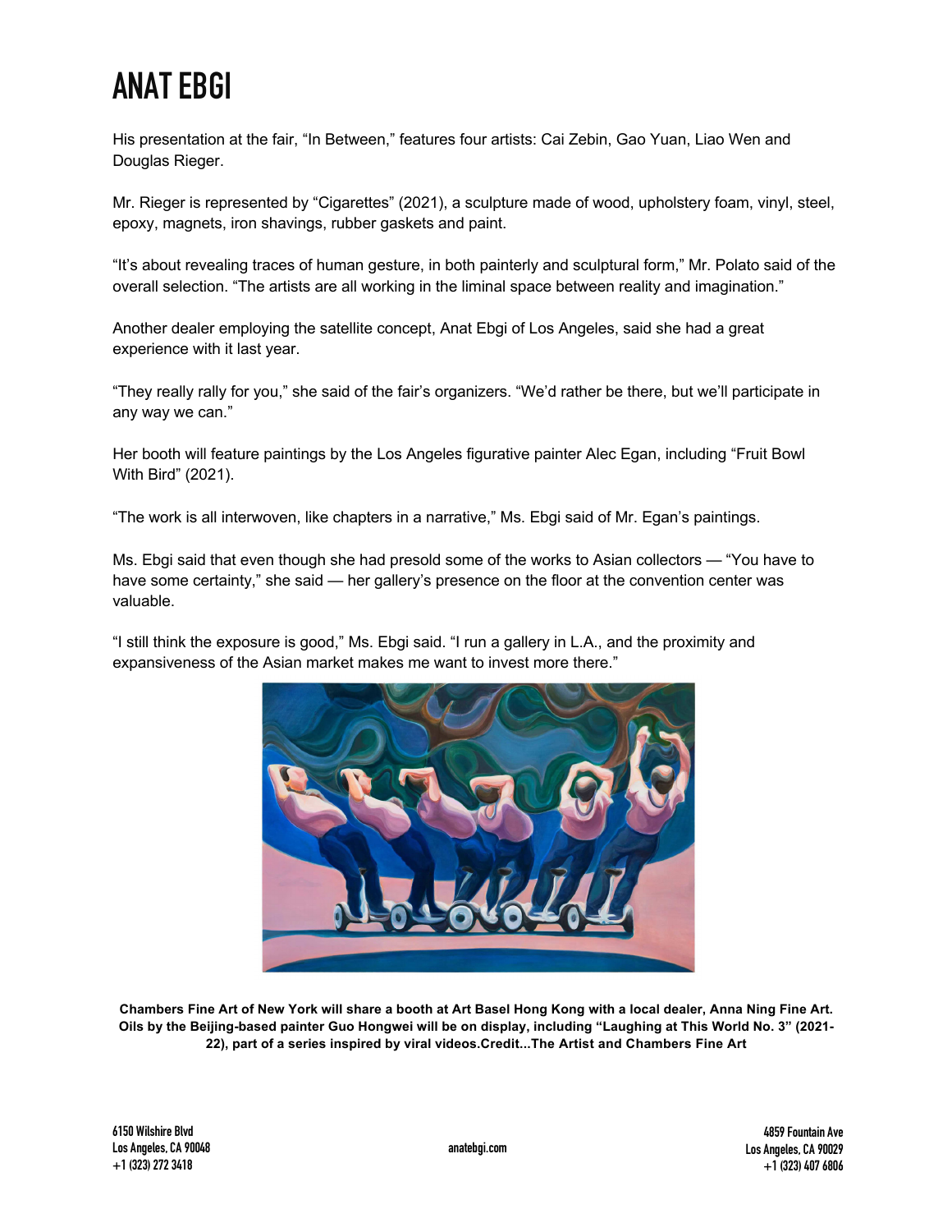His presentation at the fair, “In Between,” features four artists: Cai Zebin, Gao Yuan, Liao Wen and Douglas Rieger.

Mr. Rieger is represented by “Cigarettes” (2021), a sculpture made of wood, upholstery foam, vinyl, steel, epoxy, magnets, iron shavings, rubber gaskets and paint.

“It’s about revealing traces of human gesture, in both painterly and sculptural form,” Mr. Polato said of the overall selection. “The artists are all working in the liminal space between reality and imagination.”

Another dealer employing the satellite concept, Anat Ebgi of Los Angeles, said she had a great experience with it last year.

“They really rally for you,” she said of the fair’s organizers. “We’d rather be there, but we’ll participate in any way we can.”

Her booth will feature paintings by the Los Angeles figurative painter Alec Egan, including “Fruit Bowl With Bird” (2021).

“The work is all interwoven, like chapters in a narrative,” Ms. Ebgi said of Mr. Egan’s paintings.

Ms. Ebgi said that even though she had presold some of the works to Asian collectors — “You have to have some certainty,” she said — her gallery’s presence on the floor at the convention center was valuable.

“I still think the exposure is good,” Ms. Ebgi said. “I run a gallery in L.A., and the proximity and expansiveness of the Asian market makes me want to invest more there.”

**Chambers Fine Art of New York will share a booth at Art Basel Hong Kong with a local dealer, Anna Ning Fine Art. Oils by the Beijing-based painter Guo Hongwei will be on display, including “Laughing at This World No. 3” (2021-22), part of a series inspired by viral videos.Credit...The Artist and Chambers Fine Art**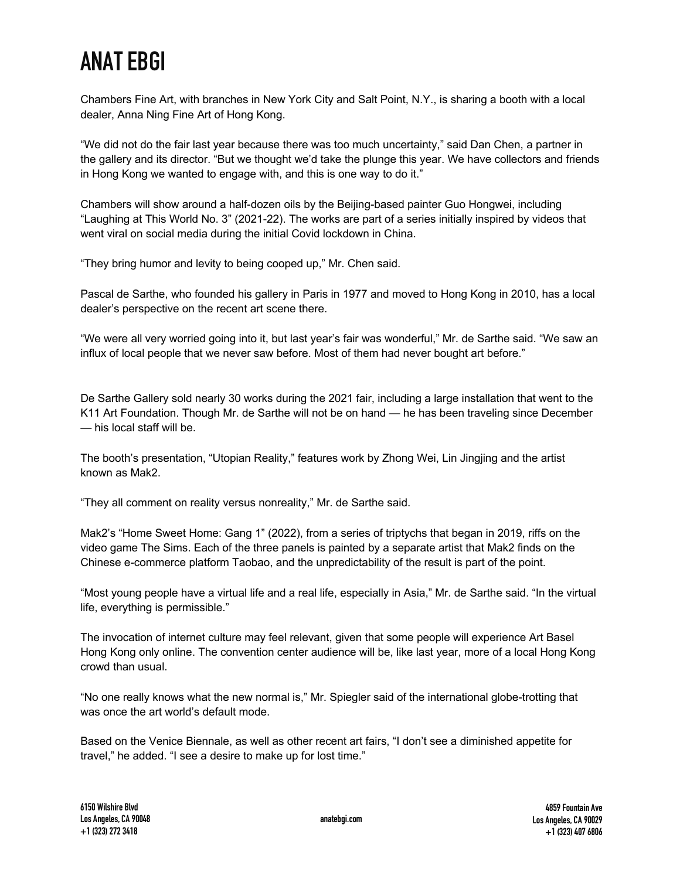Chambers Fine Art, with branches in New York City and Salt Point, N.Y., is sharing a booth with a local dealer, Anna Ning Fine Art of Hong Kong.

"We did not do the fair last year because there was too much uncertainty," said Dan Chen, a partner in the gallery and its director. "But we thought we'd take the plunge this year. We have collectors and friends in Hong Kong we wanted to engage with, and this is one way to do it."

Chambers will show around a half-dozen oils by the Beijing-based painter Guo Hongwei, including "Laughing at This World No. 3" (2021-22). The works are part of a series initially inspired by videos that went viral on social media during the initial Covid lockdown in China.

"They bring humor and levity to being cooped up," Mr. Chen said.

Pascal de Sarthe, who founded his gallery in Paris in 1977 and moved to Hong Kong in 2010, has a local dealer's perspective on the recent art scene there.

"We were all very worried going into it, but last year's fair was wonderful," Mr. de Sarthe said. "We saw an influx of local people that we never saw before. Most of them had never bought art before."

De Sarthe Gallery sold nearly 30 works during the 2021 fair, including a large installation that went to the K11 Art Foundation. Though Mr. de Sarthe will not be on hand — he has been traveling since December — his local staff will be.

The booth's presentation, "Utopian Reality," features work by Zhong Wei, Lin Jingjing and the artist known as Mak2.

"They all comment on reality versus nonreality," Mr. de Sarthe said.

Mak2's "Home Sweet Home: Gang 1" (2022), from a series of triptychs that began in 2019, riffs on the video game The Sims. Each of the three panels is painted by a separate artist that Mak2 finds on the Chinese e-commerce platform Taobao, and the unpredictability of the result is part of the point.

"Most young people have a virtual life and a real life, especially in Asia," Mr. de Sarthe said. "In the virtual life, everything is permissible."

The invocation of internet culture may feel relevant, given that some people will experience Art Basel Hong Kong only online. The convention center audience will be, like last year, more of a local Hong Kong crowd than usual.

"No one really knows what the new normal is," Mr. Spiegler said of the international globe-trotting that was once the art world's default mode.

Based on the Venice Biennale, as well as other recent art fairs, "I don't see a diminished appetite for travel," he added. "I see a desire to make up for lost time."